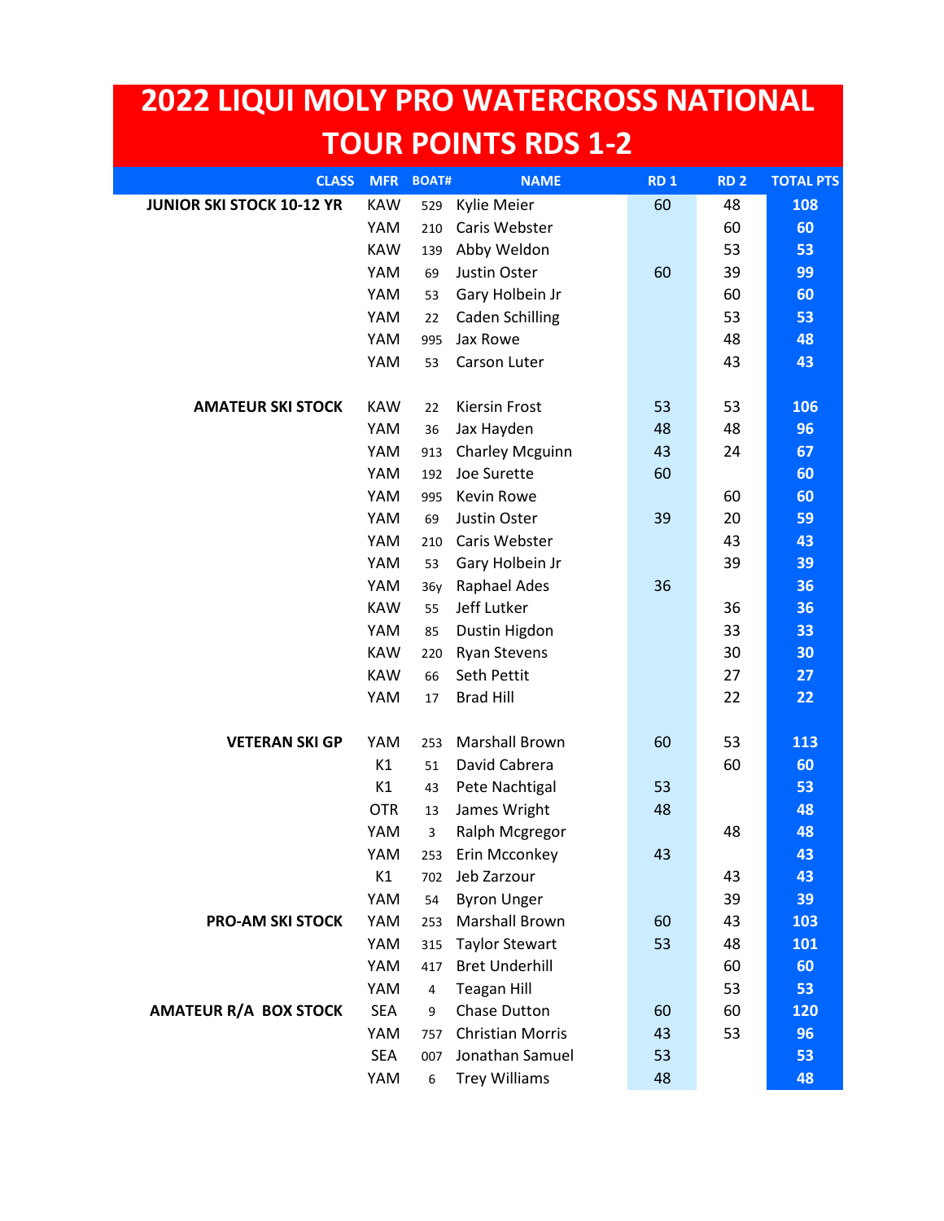# 2022 LIQUI MOLY PRO WATERCROSS NATIONAL TOUR POINTS RDS 1-2

| CLASS | MFR | BOAT# | NAME | RD 1 | RD 2 | TOTAL PTS |
|---|---|---|---|---|---|---|
| **JUNIOR SKI STOCK 10-12 YR** | KAW | 529 | Kylie Meier | 60 | 48 | **108** |
| | YAM | 210 | Caris Webster | | 60 | **60** |
| | KAW | 139 | Abby Weldon | | 53 | **53** |
| | YAM | 69 | Justin Oster | 60 | 39 | **99** |
| | YAM | 53 | Gary Holbein Jr | | 60 | **60** |
| | YAM | 22 | Caden Schilling | | 53 | **53** |
| | YAM | 995 | Jax Rowe | | 48 | **48** |
| | YAM | 53 | Carson Luter | | 43 | **43** |
| | | | | | | |
| **AMATEUR SKI STOCK** | KAW | 22 | Kiersin Frost | 53 | 53 | **106** |
| | YAM | 36 | Jax Hayden | 48 | 48 | **96** |
| | YAM | 913 | Charley Mcguinn | 43 | 24 | **67** |
| | YAM | 192 | Joe Surette | 60 | | **60** |
| | YAM | 995 | Kevin Rowe | | 60 | **60** |
| | YAM | 69 | Justin Oster | 39 | 20 | **59** |
| | YAM | 210 | Caris Webster | | 43 | **43** |
| | YAM | 53 | Gary Holbein Jr | | 39 | **39** |
| | YAM | 36y | Raphael Ades | 36 | | **36** |
| | KAW | 55 | Jeff Lutker | | 36 | **36** |
| | YAM | 85 | Dustin Higdon | | 33 | **33** |
| | KAW | 220 | Ryan Stevens | | 30 | **30** |
| | KAW | 66 | Seth Pettit | | 27 | **27** |
| | YAM | 17 | Brad Hill | | 22 | **22** |
| | | | | | | |
| **VETERAN SKI GP** | YAM | 253 | Marshall Brown | 60 | 53 | **113** |
| | K1 | 51 | David Cabrera | | 60 | **60** |
| | K1 | 43 | Pete Nachtigal | 53 | | **53** |
| | OTR | 13 | James Wright | 48 | | **48** |
| | YAM | 3 | Ralph Mcgregor | | 48 | **48** |
| | YAM | 253 | Erin Mcconkey | 43 | | **43** |
| | K1 | 702 | Jeb Zarzour | | 43 | **43** |
| | YAM | 54 | Byron Unger | | 39 | **39** |
| **PRO-AM SKI STOCK** | YAM | 253 | Marshall Brown | 60 | 43 | **103** |
| | YAM | 315 | Taylor Stewart | 53 | 48 | **101** |
| | YAM | 417 | Bret Underhill | | 60 | **60** |
| | YAM | 4 | Teagan Hill | | 53 | **53** |
| **AMATEUR R/A BOX STOCK** | SEA | 9 | Chase Dutton | 60 | 60 | **120** |
| | YAM | 757 | Christian Morris | 43 | 53 | **96** |
| | SEA | 007 | Jonathan Samuel | 53 | | **53** |
| | YAM | 6 | Trey Williams | 48 | | **48** |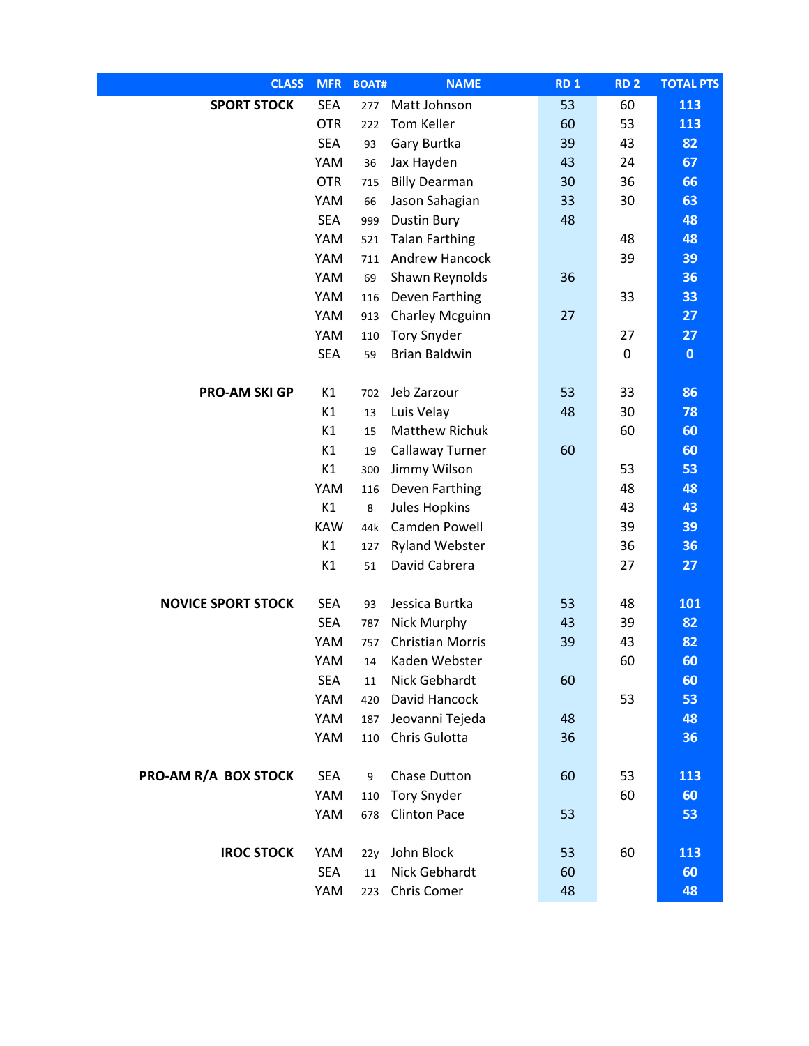| CLASS | MFR | BOAT# | NAME | RD 1 | RD 2 | TOTAL PTS |
|---|---|---|---|---|---|---|
| **SPORT STOCK** | SEA | 277 | Matt Johnson | 53 | 60 | **113** |
| | OTR | 222 | Tom Keller | 60 | 53 | **113** |
| | SEA | 93 | Gary Burtka | 39 | 43 | **82** |
| | YAM | 36 | Jax Hayden | 43 | 24 | **67** |
| | OTR | 715 | Billy Dearman | 30 | 36 | **66** |
| | YAM | 66 | Jason Sahagian | 33 | 30 | **63** |
| | SEA | 999 | Dustin Bury | 48 | | **48** |
| | YAM | 521 | Talan Farthing | | 48 | **48** |
| | YAM | 711 | Andrew Hancock | | 39 | **39** |
| | YAM | 69 | Shawn Reynolds | 36 | | **36** |
| | YAM | 116 | Deven Farthing | | 33 | **33** |
| | YAM | 913 | Charley Mcguinn | 27 | | **27** |
| | YAM | 110 | Tory Snyder | | 27 | **27** |
| | SEA | 59 | Brian Baldwin | | 0 | **0** |
| | | | | | | |
| **PRO-AM SKI GP** | K1 | 702 | Jeb Zarzour | 53 | 33 | **86** |
| | K1 | 13 | Luis Velay | 48 | 30 | **78** |
| | K1 | 15 | Matthew Richuk | | 60 | **60** |
| | K1 | 19 | Callaway Turner | 60 | | **60** |
| | K1 | 300 | Jimmy Wilson | | 53 | **53** |
| | YAM | 116 | Deven Farthing | | 48 | **48** |
| | K1 | 8 | Jules Hopkins | | 43 | **43** |
| | KAW | 44k | Camden Powell | | 39 | **39** |
| | K1 | 127 | Ryland Webster | | 36 | **36** |
| | K1 | 51 | David Cabrera | | 27 | **27** |
| | | | | | | |
| **NOVICE SPORT STOCK** | SEA | 93 | Jessica Burtka | 53 | 48 | **101** |
| | SEA | 787 | Nick Murphy | 43 | 39 | **82** |
| | YAM | 757 | Christian Morris | 39 | 43 | **82** |
| | YAM | 14 | Kaden Webster | | 60 | **60** |
| | SEA | 11 | Nick Gebhardt | 60 | | **60** |
| | YAM | 420 | David Hancock | | 53 | **53** |
| | YAM | 187 | Jeovanni Tejeda | 48 | | **48** |
| | YAM | 110 | Chris Gulotta | 36 | | **36** |
| | | | | | | |
| **PRO-AM R/A BOX STOCK** | SEA | 9 | Chase Dutton | 60 | 53 | **113** |
| | YAM | 110 | Tory Snyder | | 60 | **60** |
| | YAM | 678 | Clinton Pace | 53 | | **53** |
| | | | | | | |
| **IROC STOCK** | YAM | 22y | John Block | 53 | 60 | **113** |
| | SEA | 11 | Nick Gebhardt | 60 | | **60** |
| | YAM | 223 | Chris Comer | 48 | | **48** |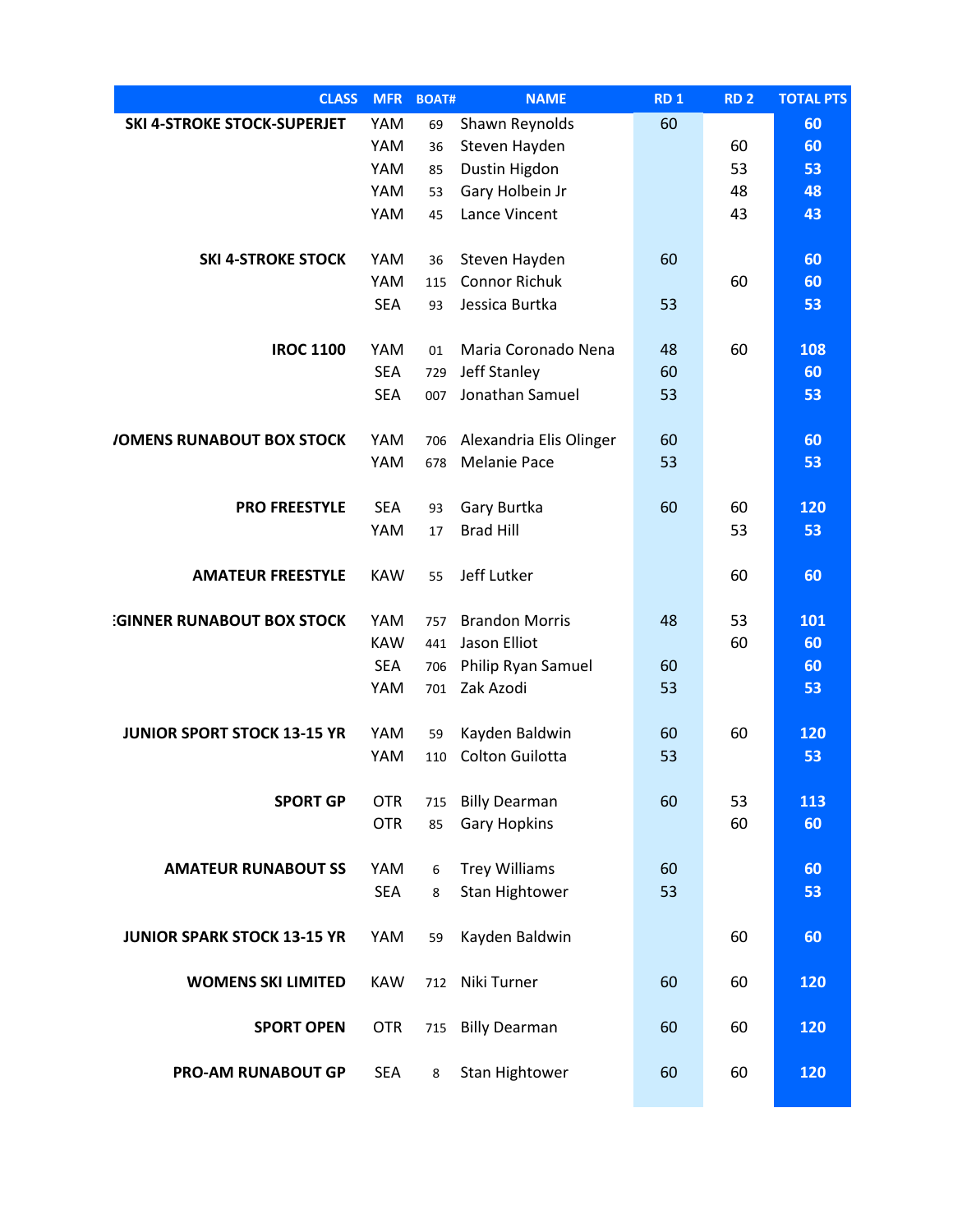| CLASS | MFR | BOAT# | NAME | RD 1 | RD 2 | TOTAL PTS |
|---|---|---|---|---|---|---|
| SKI 4-STROKE STOCK-SUPERJET | YAM | 69 | Shawn Reynolds | 60 | | 60 |
| | YAM | 36 | Steven Hayden | | 60 | 60 |
| | YAM | 85 | Dustin Higdon | | 53 | 53 |
| | YAM | 53 | Gary Holbein Jr | | 48 | 48 |
| | YAM | 45 | Lance Vincent | | 43 | 43 |
| SKI 4-STROKE STOCK | YAM | 36 | Steven Hayden | 60 | | 60 |
| | YAM | 115 | Connor Richuk | | 60 | 60 |
| | SEA | 93 | Jessica Burtka | 53 | | 53 |
| IROC 1100 | YAM | 01 | Maria Coronado Nena | 48 | 60 | 108 |
| | SEA | 729 | Jeff Stanley | 60 | | 60 |
| | SEA | 007 | Jonathan Samuel | 53 | | 53 |
| /OMENS RUNABOUT BOX STOCK | YAM | 706 | Alexandria Elis Olinger | 60 | | 60 |
| | YAM | 678 | Melanie Pace | 53 | | 53 |
| PRO FREESTYLE | SEA | 93 | Gary Burtka | 60 | 60 | 120 |
| | YAM | 17 | Brad Hill | | 53 | 53 |
| AMATEUR FREESTYLE | KAW | 55 | Jeff Lutker | | 60 | 60 |
| :GINNER RUNABOUT BOX STOCK | YAM | 757 | Brandon Morris | 48 | 53 | 101 |
| | KAW | 441 | Jason Elliot | | 60 | 60 |
| | SEA | 706 | Philip Ryan Samuel | 60 | | 60 |
| | YAM | 701 | Zak Azodi | 53 | | 53 |
| JUNIOR SPORT STOCK 13-15 YR | YAM | 59 | Kayden Baldwin | 60 | 60 | 120 |
| | YAM | 110 | Colton Guilotta | 53 | | 53 |
| SPORT GP | OTR | 715 | Billy Dearman | 60 | 53 | 113 |
| | OTR | 85 | Gary Hopkins | | 60 | 60 |
| AMATEUR RUNABOUT SS | YAM | 6 | Trey Williams | 60 | | 60 |
| | SEA | 8 | Stan Hightower | 53 | | 53 |
| JUNIOR SPARK STOCK 13-15 YR | YAM | 59 | Kayden Baldwin | | 60 | 60 |
| WOMENS SKI LIMITED | KAW | 712 | Niki Turner | 60 | 60 | 120 |
| SPORT OPEN | OTR | 715 | Billy Dearman | 60 | 60 | 120 |
| PRO-AM RUNABOUT GP | SEA | 8 | Stan Hightower | 60 | 60 | 120 |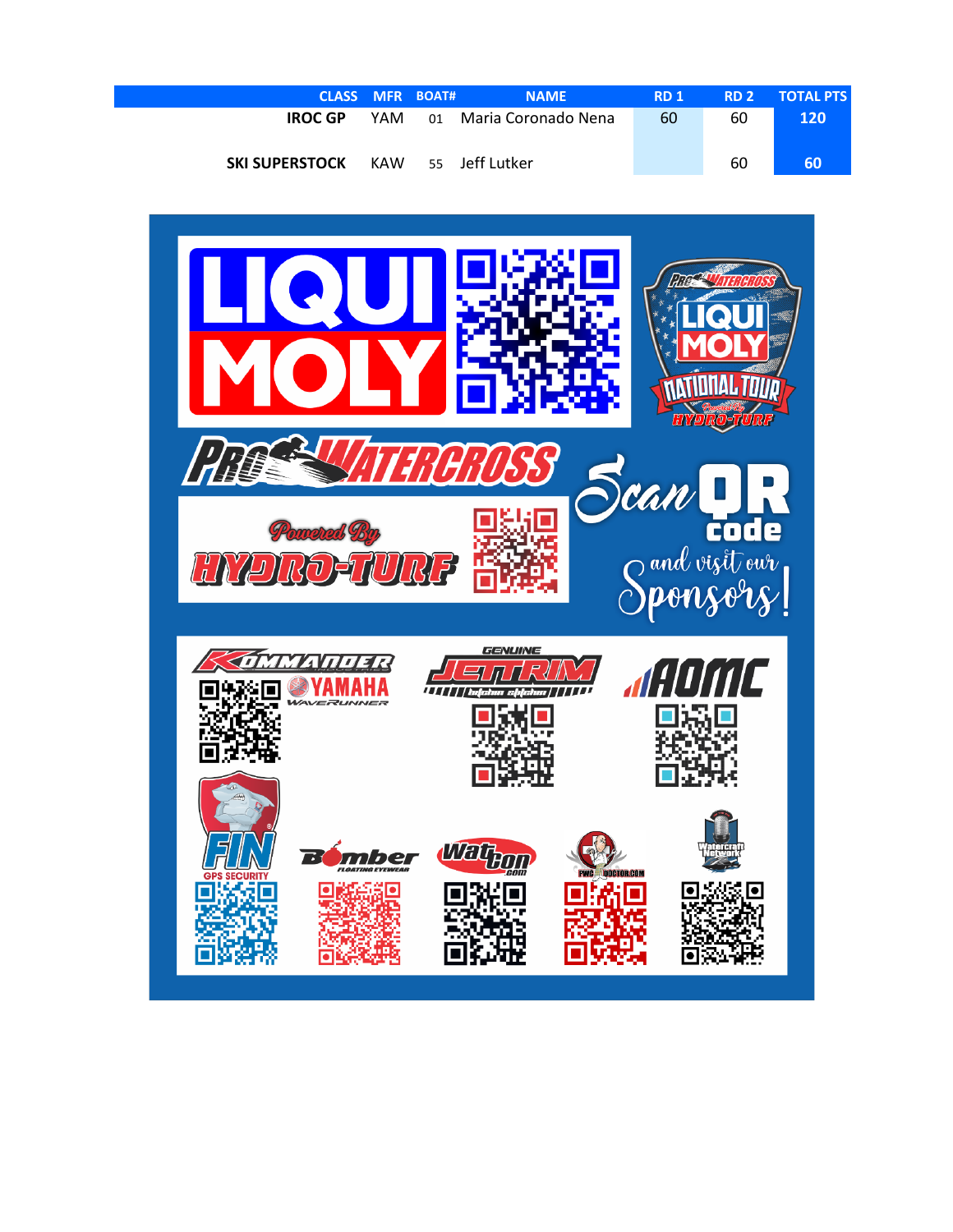| CLASS | MFR | BOAT# | NAME | RD 1 | RD 2 | TOTAL PTS |
|---|---|---|---|---|---|---|
| IROC GP | YAM | 01 | Maria Coronado Nena | 60 | 60 | 120 |
| SKI SUPERSTOCK | KAW | 55 | Jeff Lutker | | 60 | 60 |

LIQUI MOLY

PRO WATERCROSS LIQUI MOLY NATIONAL TOUR Powered By HYDRO-TURF

PRO WATERCROSS

Powered By HYDRO-TURF

Scan QR code and visit our Sponsors!

KOMMANDER INDUSTRIES YAMAHA WAVERUNNER

GENUINE JETTRIM

AOMC

FIN GPS SECURITY

Bomber FLOATING EYEWEAR

Watcon .com

PWC DOCTOR.COM

Watercraft Network